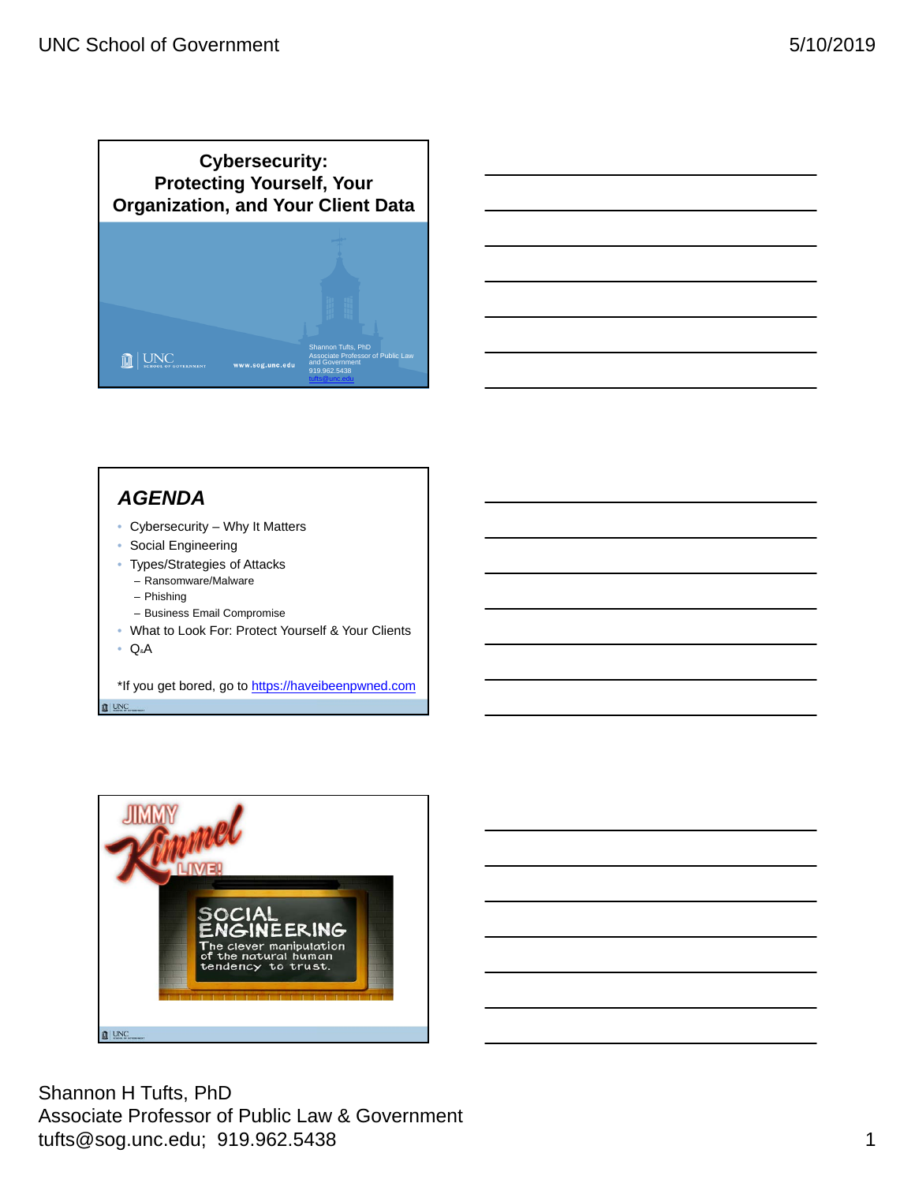# Cybersecurity: Protecting Yourself, Your Organization, and Your Client Data

Shannon Tufts, PhD
Associate Professor of Public Law and Government
919.962.5438
tufts@unc.edu

UNC School of Government
www.sog.unc.edu

## AGENDA

- Cybersecurity – Why It Matters
- Social Engineering
- Types/Strategies of Attacks
  - Ransomware/Malware
  - Phishing
  - Business Email Compromise
- What to Look For: Protect Yourself & Your Clients
- Q&A

*If you get bored, go to https://haveibeenpwned.com

JIMMY Kimmel LIVE!

SOCIAL ENGINEERING

The clever manipulation of the natural human tendency to trust.

Shannon H Tufts, PhD
Associate Professor of Public Law & Government
tufts@sog.unc.edu; 919.962.5438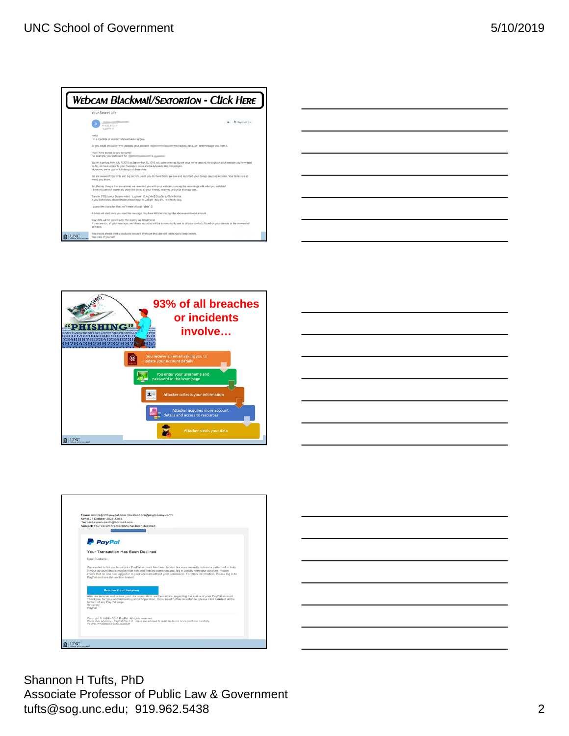## Webcam Blackmail/Sextortion - Click Here

Your Secret Life

Hello!
I'm a member of an international hacker group.

As you could probably have guessed, your account was hacked, because I sent message you from it.

Now I have access to you accounts!
For example, your password for is

Within a period from July 7, 2018 to September 23, 2018, you were infected by the virus we've created, through an adult website you've visited.
So far, we have access to your messages, social media accounts, and messengers.
Moreover, we've gotten full dumps of these data.

We are aware of your little and big secrets...yeah, you do have them. We saw and recorded your doings on porn websites. Your tastes are so weird, you know..

But the key thing is that sometimes we recorded you with your webcam, syncing the recordings with what you watched!
I think you are not interested show this video to your friends, relatives, and your intimate one...

Transfer $700 to our Bitcoin wallet:
If you don't know about Bitcoin please input in Google "buy BTC". It's really easy.

I guarantee that after that, we'll erase all your "data" :D

A timer will start once you read this message. You have 48 hours to pay the above-mentioned amount.

Your data will be erased once the money are transferred.
If they are not, all your messages and videos recorded will be automatically sent to all your contacts found on your devices at the moment of infection.

You should always think about your security. We hope this case will teach you to keep secrets.
Take care of yourself.

## 93% of all breaches or incidents involve…

"PHISHING"

1. You receive an email asking you to update your account details
2. You enter your username and password in the scam page
3. Attacker collects your information
4. Attacker acquires more account details and access to resources
5. Attacker steals your data

---

From: service@intl.paypal.com <burklaopers@paypalmay.com>
Sent: 27 October 2016 23:56
To: paul-simon-smith@hotmail.com
Subject: Your recent transactions has been declined

PayPal

Your Transaction Has Been Declined

Dear Customer,

We wanted to let you know your PayPal account has been limited because recently noticed a pattern of activity in your account that is maybe high risk and noticed some unusual log in activity with your account. Please check that no one has logged in to your account without your permission. For more information, Please log in to PayPal and see the section limited.

Remove Your Limitation

After we receive and review your documentation, we'll email you regarding the status of your PayPal account. Thank you for your understanding and cooperation. If you need further assistance, please click Contact at the bottom of any PayPal page.
Sincerely,
PayPal

Copyright © 1999 – 2016 PayPal. All rights reserved.
Consumer advisory - PayPal Pte. Ltd. Users are advised to read the terms and conditions carefully.
PayPal PPC000874:5ef6c9ed652f

Shannon H Tufts, PhD
Associate Professor of Public Law & Government
tufts@sog.unc.edu; 919.962.5438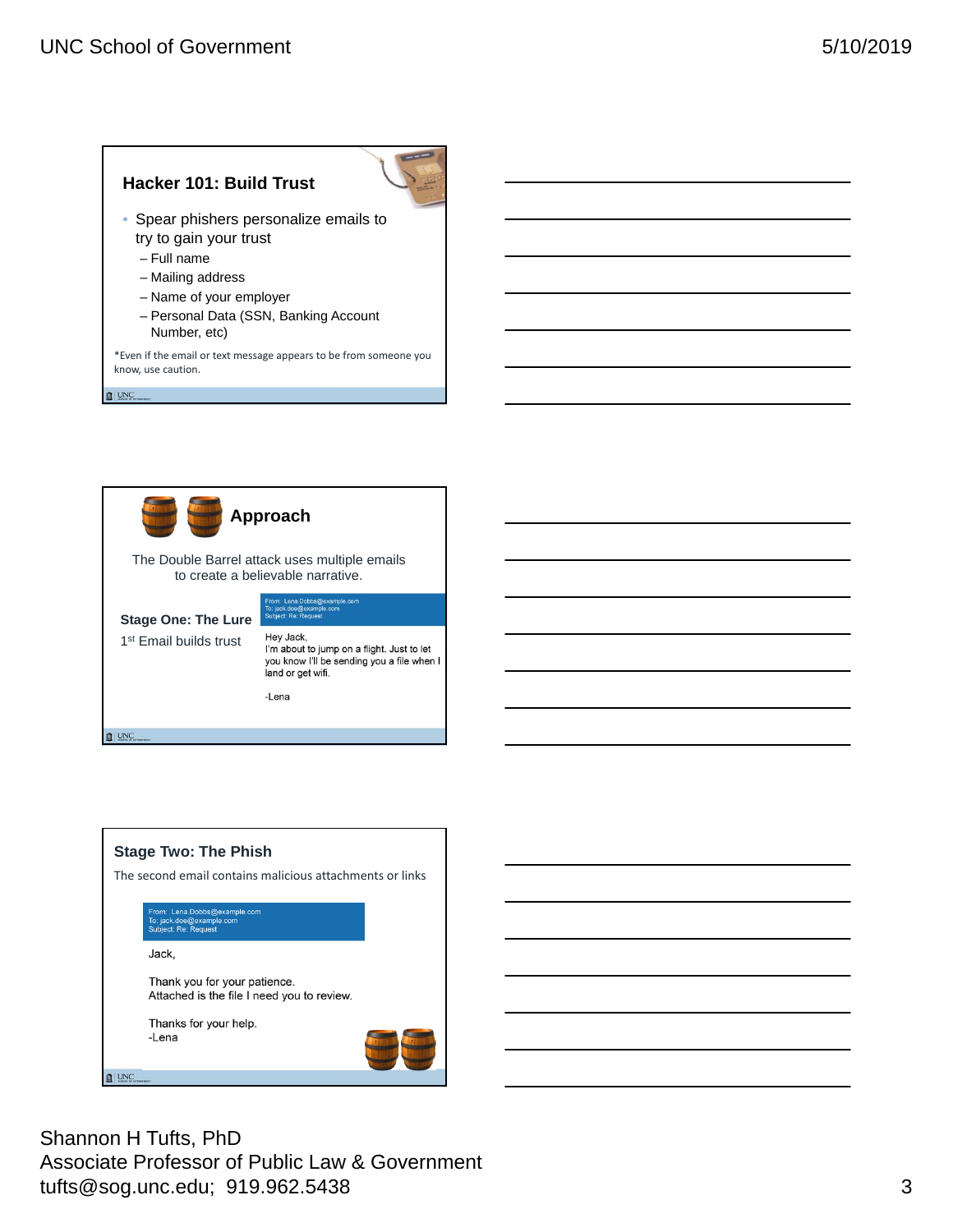## Hacker 101: Build Trust

- Spear phishers personalize emails to try to gain your trust
  - Full name
  - Mailing address
  - Name of your employer
  - Personal Data (SSN, Banking Account Number, etc)

*Even if the email or text message appears to be from someone you know, use caution.

## Approach

The Double Barrel attack uses multiple emails to create a believable narrative.

**Stage One: The Lure**

1st Email builds trust

From: Lena.Dobbs@example.com
To: jack.doe@example.com
Subject: Re: Request

Hey Jack,
I'm about to jump on a flight. Just to let you know I'll be sending you a file when I land or get wifi.

-Lena

## Stage Two: The Phish

The second email contains malicious attachments or links

From: Lena.Dobbs@example.com
To: jack.doe@example.com
Subject: Re: Request

Jack,

Thank you for your patience.
Attached is the file I need you to review.

Thanks for your help.
-Lena

Shannon H Tufts, PhD
Associate Professor of Public Law & Government
tufts@sog.unc.edu; 919.962.5438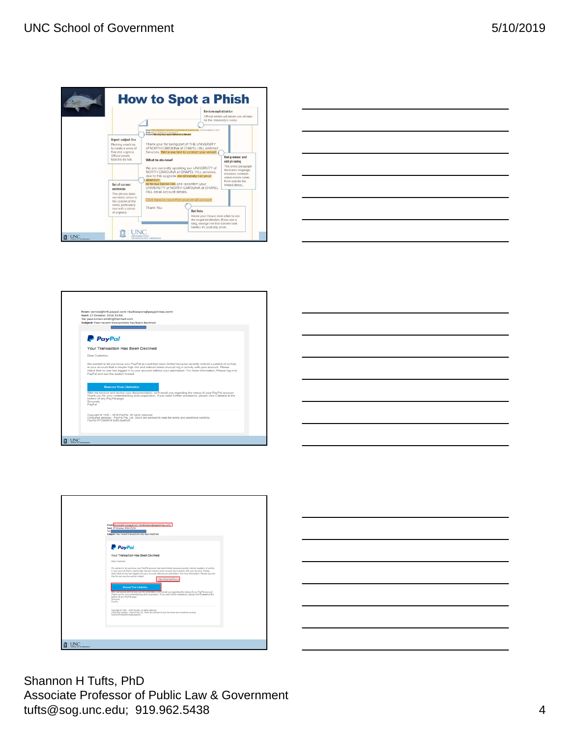## How to Spot a Phish

**Random capitalization**
Official emails will never use all caps for the University's name.

From: THE UNIVERSITY OF NORTH CAROLINA at CHAPEL HILL
Subject: Warning Your Urgent Attention Is Needed

**Urgent subject line**
Phishing emails try to create a sense of fear and urgency. Official emails typically do not.

Thank your for being part of THE UNIVERSITY of NORTH CAROLINA at CHAPEL HILL webmail Services. We're excited to contact your email.

What to do now!

We are currently updating our UNIVERSITY of NORTH CAROLINA at CHAPEL HILL services, due to this upgrade we sincerely call your attention to follow below link and reconfirm your UNIVERSITY of NORTH CAROLINA at CHAPEL HILL email account details.

Click here to reconfirm your email account

Thank You

**Bad grammar and odd phrasing**
This entire paragraph illustrates language mistakes common when emails come from outside the United States.

**Out of context sentences**
This phrase does not make sense in the context of the email, particularly one with a sense of urgency.

**Bad links**
Hover your mouse over a link to see the target destination. If you see a long, strange link that doesn't look familiar, it's probably phish.

UNC Information Technology Services

---

From: service@intl.paypal.com <bulklaopers@paypal-may.com>
Sent: 27 October 2016 23:56
To: paul-simon-smith@hotmail.com
Subject: Your recent transactions has been declined

**PayPal**

Your Transaction Has Been Declined

Dear Customer,

We wanted to let you know your PayPal account has been limited because recently noticed a pattern of activity in your account that is maybe high risk and noticed some unusual log in activity with your account. Please check that no one has logged in to your account without your permission. For more information, Please log in to PayPal and see the section limited.

Remove Your Limitation

After we receive and review your documentation, we'll email you regarding the status of your PayPal account. Thank you for your understanding and cooperation. If you need further assistance, please click Contact at the bottom of any PayPal page.
Sincerely,
PayPal

Copyright © 1999 – 2016 PayPal. All rights reserved.
Consumer advisory - PayPal Pte. Ltd. Users are advised to read the terms and conditions carefully.
PayPal PPC000874:5ef6c5bd652f

---

From: service@intl.paypal.com <bulklaopers@paypal-may.com>
Sent: 27 October 2016 23:56
To:
Subject: Your recent transactions has been declined

**PayPal**

Your Transaction Has Been Declined

Dear Customer,

We wanted to let you know your PayPal account has been limited because recently noticed a pattern of activity in your account that is maybe high risk and noticed some unusual log in activity with your account. Please check that no one has logged in to your account without your permission. For more information, Please log in to PayPal and see the section limited.

http://bit.ly/2eeTrhm

Remove Your Limitation

After we receive and review your documentation, we'll email you regarding the status of your PayPal account. Thank you for your understanding and cooperation. If you need further assistance, please click Contact at the bottom of any PayPal page.
Sincerely,
PayPal

Copyright © 1999 – 2016 PayPal. All rights reserved.
Consumer advisory - PayPal Pte. Ltd. Users are advised to read the terms and conditions carefully.
PayPal PPC000874:5ef6c5bd652f

Shannon H Tufts, PhD
Associate Professor of Public Law & Government
tufts@sog.unc.edu; 919.962.5438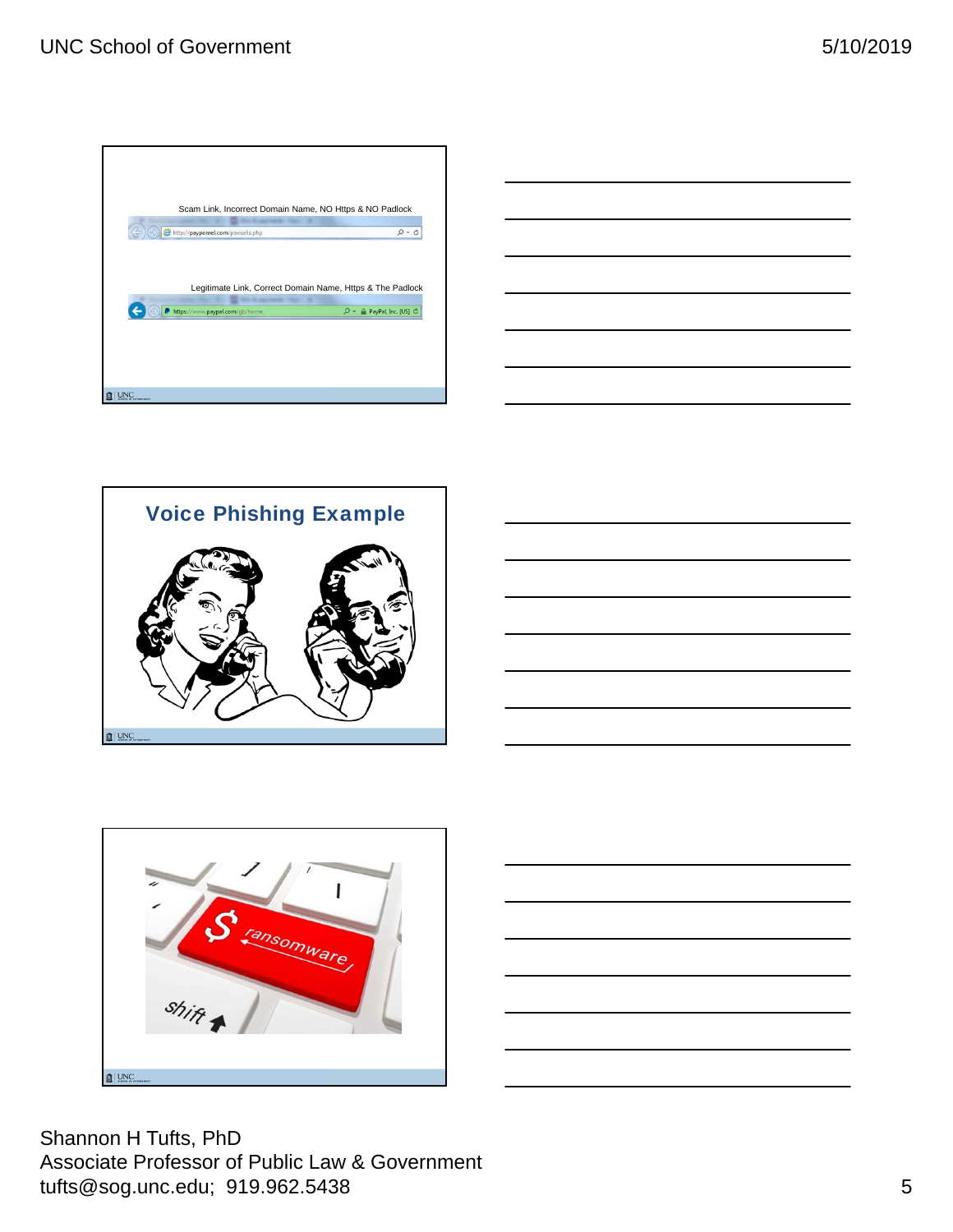Scam Link, Incorrect Domain Name, NO Https & NO Padlock

Legitimate Link, Correct Domain Name, Https & The Padlock

## Voice Phishing Example

Shannon H Tufts, PhD
Associate Professor of Public Law & Government
tufts@sog.unc.edu; 919.962.5438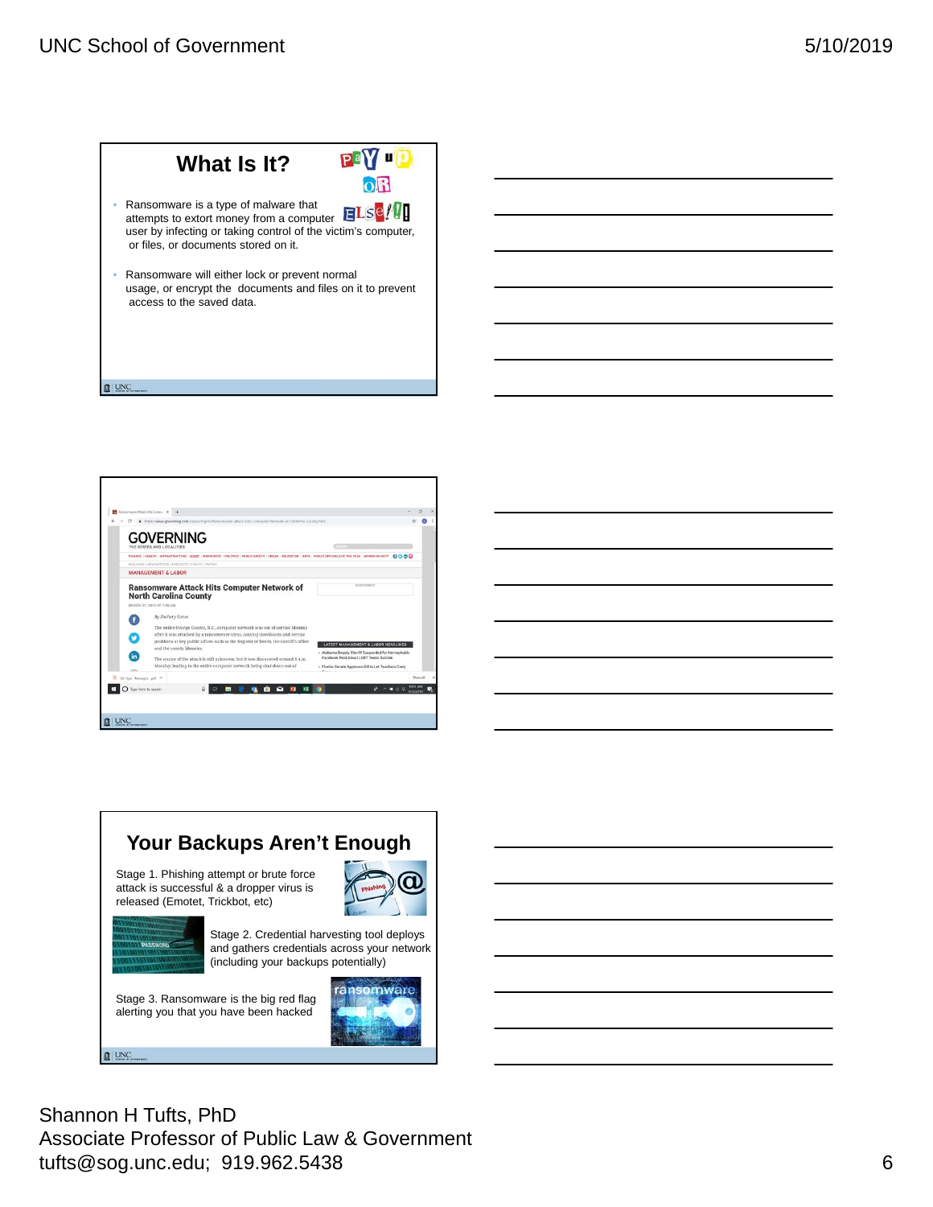## What Is It?

- Ransomware is a type of malware that attempts to extort money from a computer user by infecting or taking control of the victim's computer, or files, or documents stored on it.
- Ransomware will either lock or prevent normal usage, or encrypt the documents and files on it to prevent access to the saved data.

## Ransomware Attack Hits Computer Network of North Carolina County

The entire Orange County, N.C., computer network was out of service Monday after it was attacked by a ransomware virus, causing slowdowns and service problems at key public offices such as the Register of Deeds, the sheriff's office and the county libraries.

The source of the attack is still unknown, but it was discovered around 6 a.m. Monday, leading to the entire computer network being shut down out of

## Your Backups Aren't Enough

Stage 1. Phishing attempt or brute force attack is successful & a dropper virus is released (Emotet, Trickbot, etc)

Stage 2. Credential harvesting tool deploys and gathers credentials across your network (including your backups potentially)

Stage 3. Ransomware is the big red flag alerting you that you have been hacked

Shannon H Tufts, PhD
Associate Professor of Public Law & Government
tufts@sog.unc.edu; 919.962.5438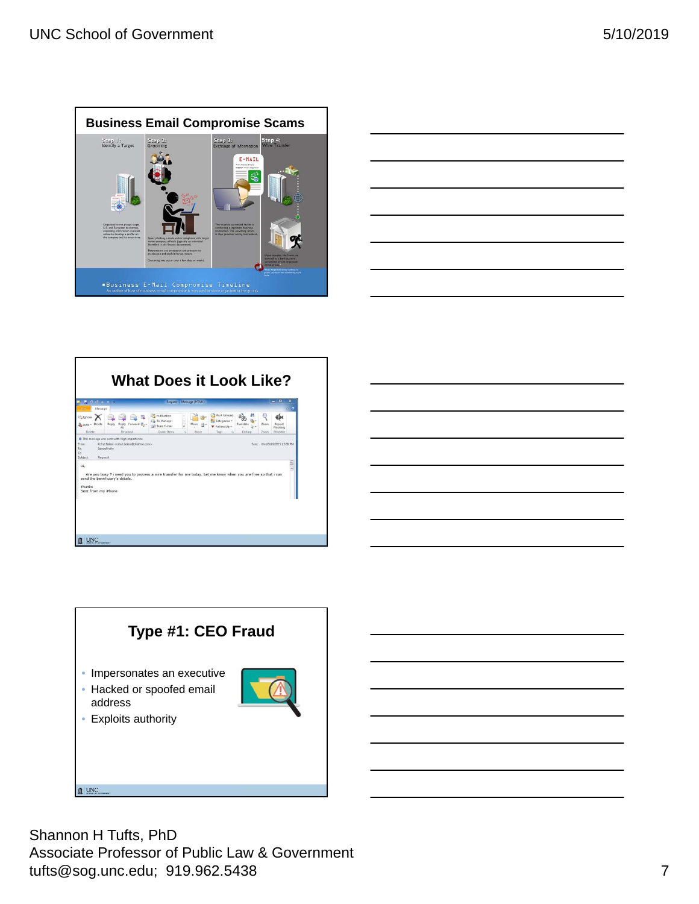## Business Email Compromise Scams

Step 1: Identify a Target

Step 2: Grooming

Step 3: Exchange of Information

Step 4: Wire Transfer

Business E-Mail Compromise Timeline

An outline of how the business email compromise is executed by some organized crime groups

## What Does it Look Like?

Hi,

Are you busy ? i need you to process a wire transfer for me today. Let me know when you are free so that i can send the beneficiary's details.

Thanks
Sent from my iPhone

## Type #1: CEO Fraud

- Impersonates an executive
- Hacked or spoofed email address
- Exploits authority

Shannon H Tufts, PhD
Associate Professor of Public Law & Government
tufts@sog.unc.edu; 919.962.5438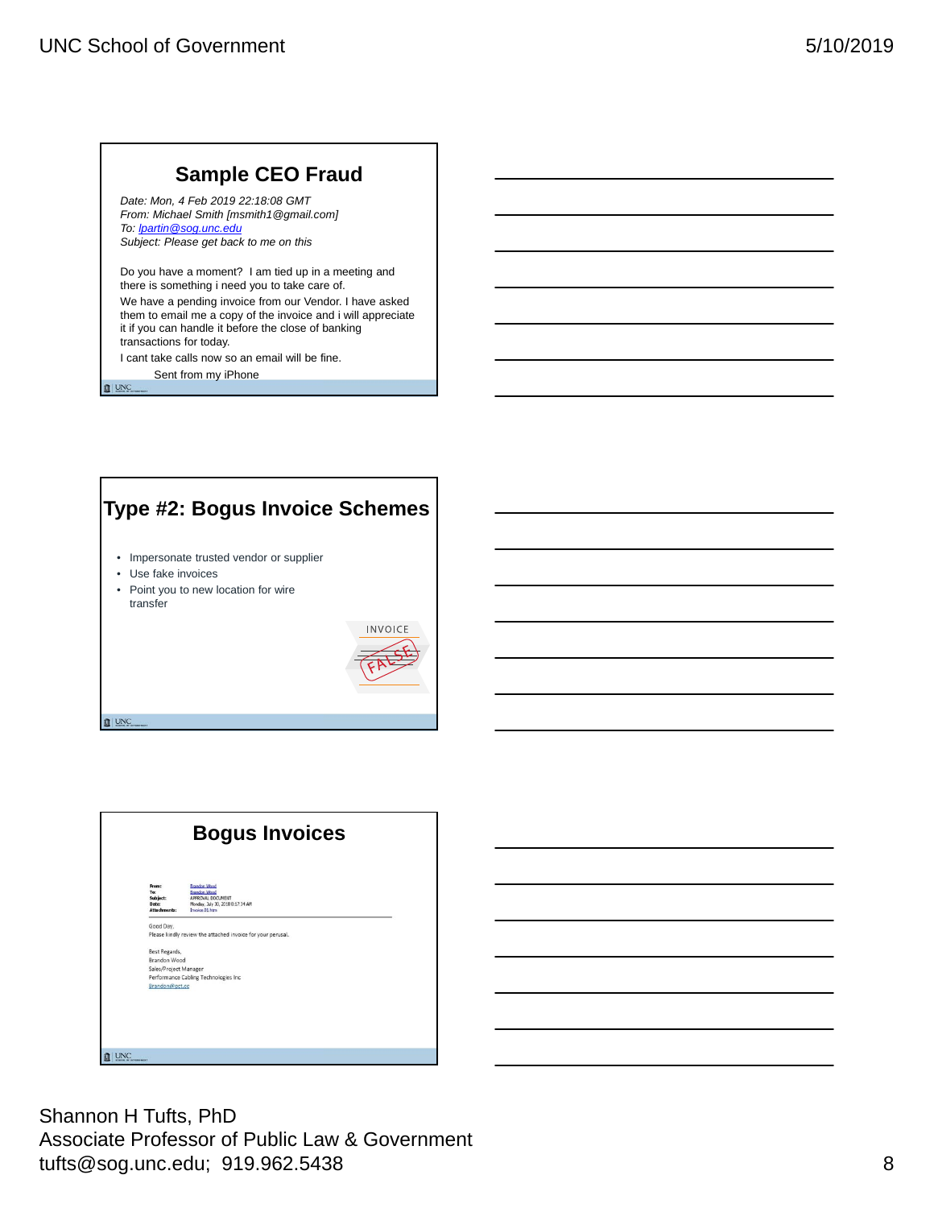## Sample CEO Fraud

*Date: Mon, 4 Feb 2019 22:18:08 GMT*
*From: Michael Smith [msmith1@gmail.com]*
*To: lpartin@sog.unc.edu*
*Subject: Please get back to me on this*

Do you have a moment? I am tied up in a meeting and there is something i need you to take care of.

We have a pending invoice from our Vendor. I have asked them to email me a copy of the invoice and i will appreciate it if you can handle it before the close of banking transactions for today.

I cant take calls now so an email will be fine.

Sent from my iPhone

## Type #2: Bogus Invoice Schemes

- Impersonate trusted vendor or supplier
- Use fake invoices
- Point you to new location for wire transfer

INVOICE

FALSE

## Bogus Invoices

**From:** Brandon Wood
**To:** Brandon Wood
**Subject:** APPROVAL DOCUMENT
**Date:** Monday, July 30, 2018 8:17:34 AM
**Attachments:** Invoice.01.htm

Good Day,
Please kindly review the attached invoice for your perusal.

Best Regards,
Brandon Wood
Sales/Project Manager
Performance Cabling Technologies Inc
Brandon@pct.cc

Shannon H Tufts, PhD
Associate Professor of Public Law & Government
tufts@sog.unc.edu; 919.962.5438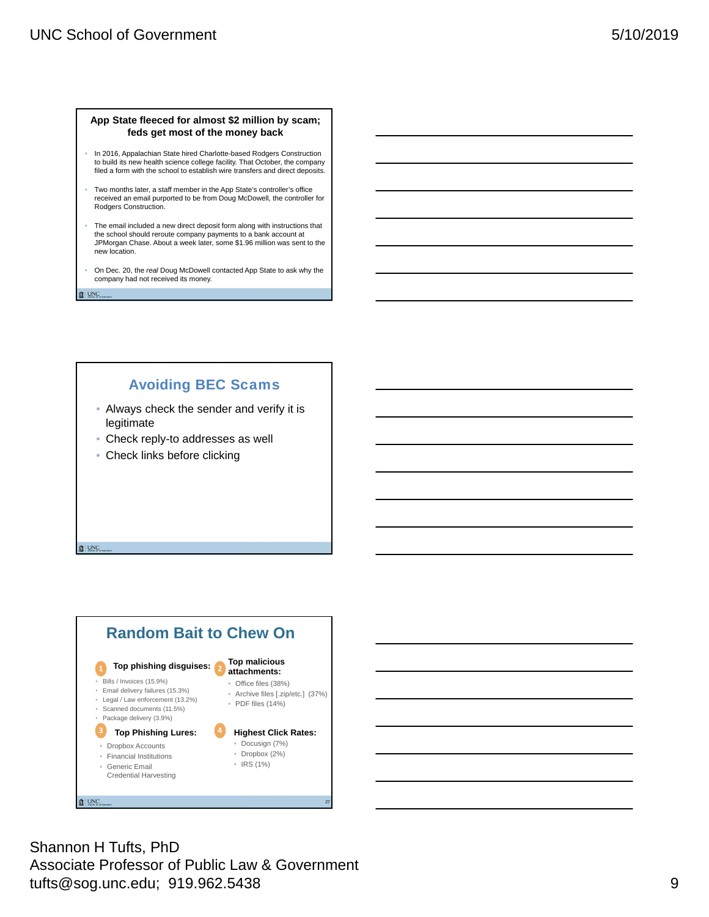## App State fleeced for almost $2 million by scam; feds get most of the money back

- In 2016, Appalachian State hired Charlotte-based Rodgers Construction to build its new health science college facility. That October, the company filed a form with the school to establish wire transfers and direct deposits.
- Two months later, a staff member in the App State's controller's office received an email purported to be from Doug McDowell, the controller for Rodgers Construction.
- The email included a new direct deposit form along with instructions that the school should reroute company payments to a bank account at JPMorgan Chase. About a week later, some $1.96 million was sent to the new location.
- On Dec. 20, the *real* Doug McDowell contacted App State to ask why the company had not received its money.

## Avoiding BEC Scams

- Always check the sender and verify it is legitimate
- Check reply-to addresses as well
- Check links before clicking

## Random Bait to Chew On

**1 Top phishing disguises:**

- Bills / Invoices (15.9%)
- Email delivery failures (15.3%)
- Legal / Law enforcement (13.2%)
- Scanned documents (11.5%)
- Package delivery (3.9%)

**2 Top malicious attachments:**

- Office files (38%)
- Archive files [.zip/etc.] (37%)
- PDF files (14%)

**3 Top Phishing Lures:**

- Dropbox Accounts
- Financial Institutions
- Generic Email Credential Harvesting

**4 Highest Click Rates:**

- Docusign (7%)
- Dropbox (2%)
- IRS (1%)

Shannon H Tufts, PhD
Associate Professor of Public Law & Government
tufts@sog.unc.edu; 919.962.5438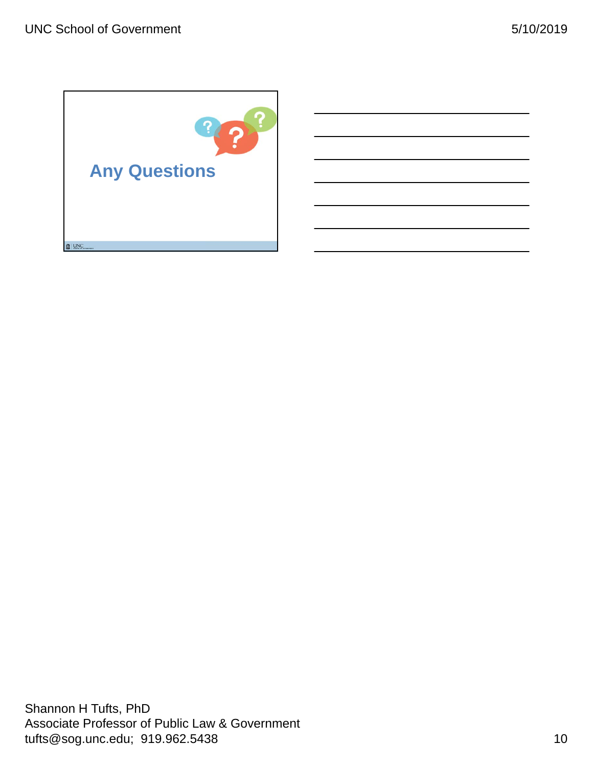## Any Questions

Shannon H Tufts, PhD
Associate Professor of Public Law & Government
tufts@sog.unc.edu; 919.962.5438